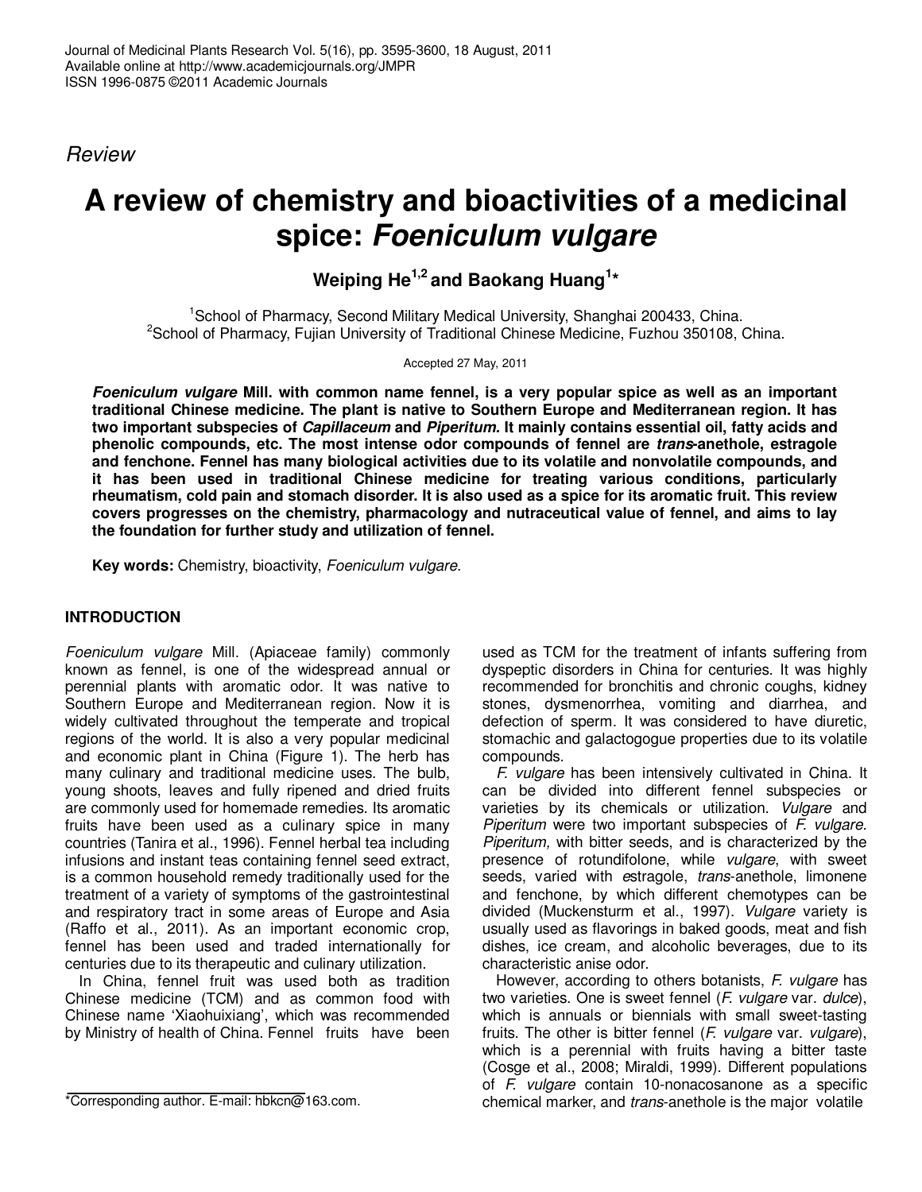*Review*

# A review of chemistry and bioactivities of a medicinal spice: *Foeniculum vulgare*

**Weiping He[1,2] and Baokang Huang[1]***

[1]School of Pharmacy, Second Military Medical University, Shanghai 200433, China.
[2]School of Pharmacy, Fujian University of Traditional Chinese Medicine, Fuzhou 350108, China.

Accepted 27 May, 2011

***Foeniculum vulgare*** **Mill. with common name fennel, is a very popular spice as well as an important traditional Chinese medicine. The plant is native to Southern Europe and Mediterranean region. It has two important subspecies of *Capillaceum* and *Piperitum.* It mainly contains essential oil, fatty acids and phenolic compounds, etc. The most intense odor compounds of fennel are *trans*-anethole, estragole and fenchone. Fennel has many biological activities due to its volatile and nonvolatile compounds, and it has been used in traditional Chinese medicine for treating various conditions, particularly rheumatism, cold pain and stomach disorder. It is also used as a spice for its aromatic fruit. This review covers progresses on the chemistry, pharmacology and nutraceutical value of fennel, and aims to lay the foundation for further study and utilization of fennel.**

**Key words:** Chemistry, bioactivity, *Foeniculum vulgare*.

## INTRODUCTION

*Foeniculum vulgare* Mill. (Apiaceae family) commonly known as fennel, is one of the widespread annual or perennial plants with aromatic odor. It was native to Southern Europe and Mediterranean region. Now it is widely cultivated throughout the temperate and tropical regions of the world. It is also a very popular medicinal and economic plant in China (Figure 1). The herb has many culinary and traditional medicine uses. The bulb, young shoots, leaves and fully ripened and dried fruits are commonly used for homemade remedies. Its aromatic fruits have been used as a culinary spice in many countries (Tanira et al., 1996). Fennel herbal tea including infusions and instant teas containing fennel seed extract, is a common household remedy traditionally used for the treatment of a variety of symptoms of the gastrointestinal and respiratory tract in some areas of Europe and Asia (Raffo et al., 2011). As an important economic crop, fennel has been used and traded internationally for centuries due to its therapeutic and culinary utilization.

In China, fennel fruit was used both as tradition Chinese medicine (TCM) and as common food with Chinese name 'Xiaohuixiang', which was recommended by Ministry of health of China. Fennel fruits have been used as TCM for the treatment of infants suffering from dyspeptic disorders in China for centuries. It was highly recommended for bronchitis and chronic coughs, kidney stones, dysmenorrhea, vomiting and diarrhea, and defection of sperm. It was considered to have diuretic, stomachic and galactogogue properties due to its volatile compounds.

*F. vulgare* has been intensively cultivated in China. It can be divided into different fennel subspecies or varieties by its chemicals or utilization. *Vulgare* and *Piperitum* were two important subspecies of *F. vulgare. Piperitum,* with bitter seeds, and is characterized by the presence of rotundifolone, while *vulgare*, with sweet seeds, varied with *e*stragole, *trans*-anethole, limonene and fenchone, by which different chemotypes can be divided (Muckensturm et al., 1997). *Vulgare* variety is usually used as flavorings in baked goods, meat and fish dishes, ice cream, and alcoholic beverages, due to its characteristic anise odor.

However, according to others botanists, *F. vulgare* has two varieties. One is sweet fennel (*F. vulgare* var. *dulce*), which is annuals or biennials with small sweet-tasting fruits. The other is bitter fennel (*F. vulgare* var. *vulgare*), which is a perennial with fruits having a bitter taste (Cosge et al., 2008; Miraldi, 1999). Different populations of *F. vulgare* contain 10-nonacosanone as a specific chemical marker, and *trans*-anethole is the major volatile

*Corresponding author. E-mail: hbkcn@163.com.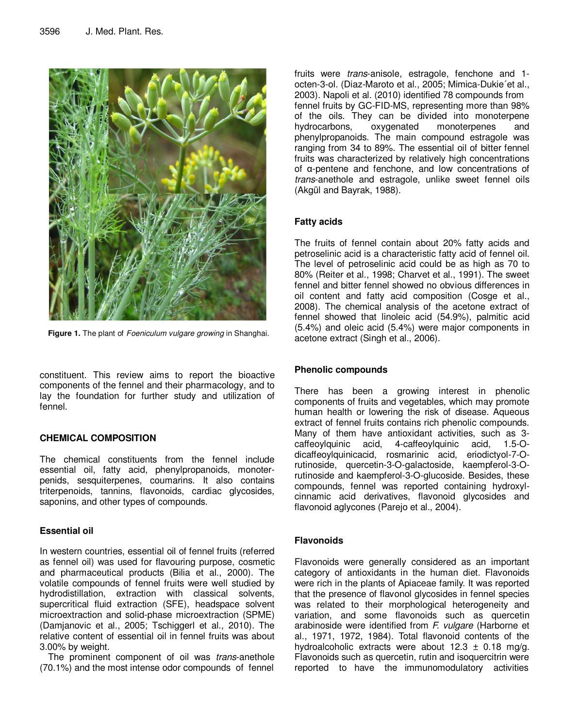Figure 1. The plant of *Foeniculum vulgare growing* in Shanghai.

constituent. This review aims to report the bioactive components of the fennel and their pharmacology, and to lay the foundation for further study and utilization of fennel.

## CHEMICAL COMPOSITION

The chemical constituents from the fennel include essential oil, fatty acid, phenylpropanoids, monoterpenids, sesquiterpenes, coumarins. It also contains triterpenoids, tannins, flavonoids, cardiac glycosides, saponins, and other types of compounds.

### Essential oil

In western countries, essential oil of fennel fruits (referred as fennel oil) was used for flavouring purpose, cosmetic and pharmaceutical products (Bilia et al., 2000). The volatile compounds of fennel fruits were well studied by hydrodistillation, extraction with classical solvents, supercritical fluid extraction (SFE), headspace solvent microextraction and solid-phase microextraction (SPME) (Damjanovic et al., 2005; Tschiggerl et al., 2010). The relative content of essential oil in fennel fruits was about 3.00% by weight.

The prominent component of oil was *trans*-anethole (70.1%) and the most intense odor compounds of fennel fruits were *trans*-anisole, estragole, fenchone and 1-octen-3-ol. (Diaz-Maroto et al., 2005; Mimica-Dukie´et al., 2003). Napoli et al. (2010) identified 78 compounds from fennel fruits by GC-FID-MS, representing more than 98% of the oils. They can be divided into monoterpene hydrocarbons, oxygenated monoterpenes and phenylpropanoids. The main compound estragole was ranging from 34 to 89%. The essential oil of bitter fennel fruits was characterized by relatively high concentrations of α-pentene and fenchone, and low concentrations of *trans*-anethole and estragole, unlike sweet fennel oils (Akgül and Bayrak, 1988).

### Fatty acids

The fruits of fennel contain about 20% fatty acids and petroselinic acid is a characteristic fatty acid of fennel oil. The level of petroselinic acid could be as high as 70 to 80% (Reiter et al., 1998; Charvet et al., 1991). The sweet fennel and bitter fennel showed no obvious differences in oil content and fatty acid composition (Cosge et al., 2008). The chemical analysis of the acetone extract of fennel showed that linoleic acid (54.9%), palmitic acid (5.4%) and oleic acid (5.4%) were major components in acetone extract (Singh et al., 2006).

### Phenolic compounds

There has been a growing interest in phenolic components of fruits and vegetables, which may promote human health or lowering the risk of disease. Aqueous extract of fennel fruits contains rich phenolic compounds. Many of them have antioxidant activities, such as 3-caffeoylquinic acid, 4-caffeoylquinic acid, 1.5-O-dicaffeoylquinicacid, rosmarinic acid, eriodictyol-7-O-rutinoside, quercetin-3-O-galactoside, kaempferol-3-O-rutinoside and kaempferol-3-O-glucoside. Besides, these compounds, fennel was reported containing hydroxylcinnamic acid derivatives, flavonoid glycosides and flavonoid aglycones (Parejo et al., 2004).

### Flavonoids

Flavonoids were generally considered as an important category of antioxidants in the human diet. Flavonoids were rich in the plants of Apiaceae family. It was reported that the presence of flavonol glycosides in fennel species was related to their morphological heterogeneity and variation, and some flavonoids such as quercetin arabinoside were identified from *F. vulgare* (Harborne et al., 1971, 1972, 1984). Total flavonoid contents of the hydroalcoholic extracts were about 12.3 ± 0.18 mg/g. Flavonoids such as quercetin, rutin and isoquercitrin were reported to have the immunomodulatory activities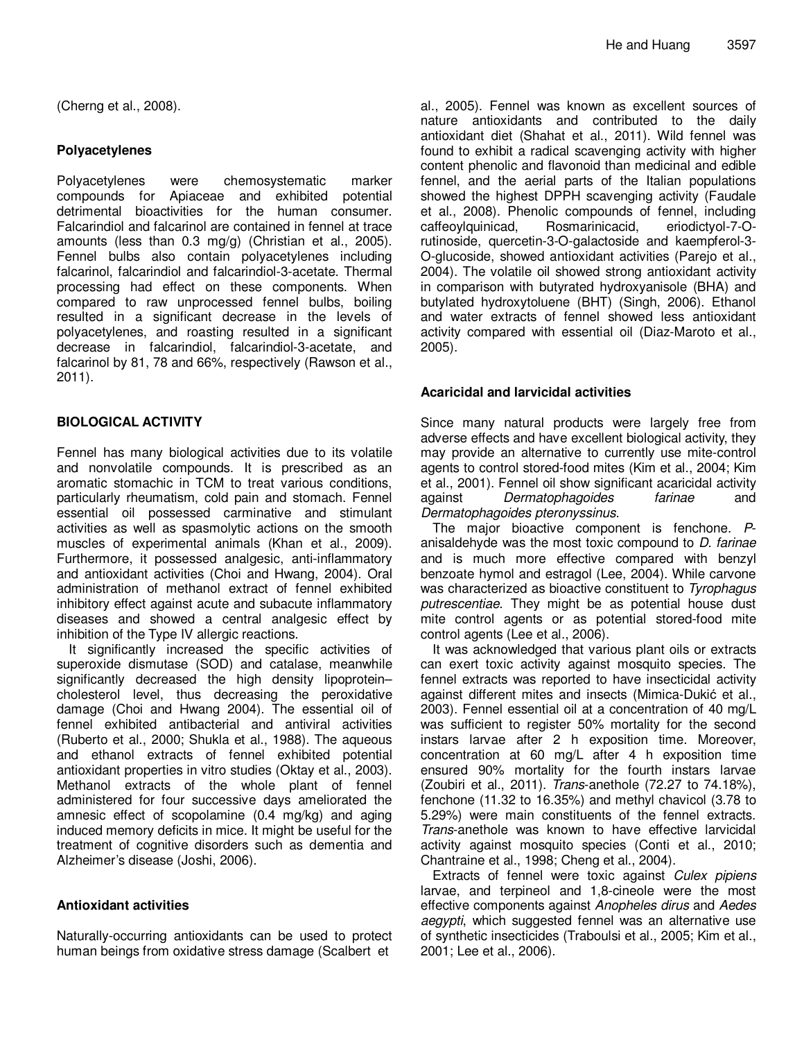(Cherng et al., 2008).

### Polyacetylenes

Polyacetylenes were chemosystematic marker compounds for Apiaceae and exhibited potential detrimental bioactivities for the human consumer. Falcarindiol and falcarinol are contained in fennel at trace amounts (less than 0.3 mg/g) (Christian et al., 2005). Fennel bulbs also contain polyacetylenes including falcarinol, falcarindiol and falcarindiol-3-acetate. Thermal processing had effect on these components. When compared to raw unprocessed fennel bulbs, boiling resulted in a significant decrease in the levels of polyacetylenes, and roasting resulted in a significant decrease in falcarindiol, falcarindiol-3-acetate, and falcarinol by 81, 78 and 66%, respectively (Rawson et al., 2011).

## BIOLOGICAL ACTIVITY

Fennel has many biological activities due to its volatile and nonvolatile compounds. It is prescribed as an aromatic stomachic in TCM to treat various conditions, particularly rheumatism, cold pain and stomach. Fennel essential oil possessed carminative and stimulant activities as well as spasmolytic actions on the smooth muscles of experimental animals (Khan et al., 2009). Furthermore, it possessed analgesic, anti-inflammatory and antioxidant activities (Choi and Hwang, 2004). Oral administration of methanol extract of fennel exhibited inhibitory effect against acute and subacute inflammatory diseases and showed a central analgesic effect by inhibition of the Type IV allergic reactions.

It significantly increased the specific activities of superoxide dismutase (SOD) and catalase, meanwhile significantly decreased the high density lipoprotein–cholesterol level, thus decreasing the peroxidative damage (Choi and Hwang 2004). The essential oil of fennel exhibited antibacterial and antiviral activities (Ruberto et al., 2000; Shukla et al., 1988). The aqueous and ethanol extracts of fennel exhibited potential antioxidant properties in vitro studies (Oktay et al., 2003). Methanol extracts of the whole plant of fennel administered for four successive days ameliorated the amnesic effect of scopolamine (0.4 mg/kg) and aging induced memory deficits in mice. It might be useful for the treatment of cognitive disorders such as dementia and Alzheimer's disease (Joshi, 2006).

### Antioxidant activities

Naturally-occurring antioxidants can be used to protect human beings from oxidative stress damage (Scalbert et al., 2005). Fennel was known as excellent sources of nature antioxidants and contributed to the daily antioxidant diet (Shahat et al., 2011). Wild fennel was found to exhibit a radical scavenging activity with higher content phenolic and flavonoid than medicinal and edible fennel, and the aerial parts of the Italian populations showed the highest DPPH scavenging activity (Faudale et al., 2008). Phenolic compounds of fennel, including caffeoylquinicad, Rosmarinicacid, eriodictyol-7-O-rutinoside, quercetin-3-O-galactoside and kaempferol-3-O-glucoside, showed antioxidant activities (Parejo et al., 2004). The volatile oil showed strong antioxidant activity in comparison with butyrated hydroxyanisole (BHA) and butylated hydroxytoluene (BHT) (Singh, 2006). Ethanol and water extracts of fennel showed less antioxidant activity compared with essential oil (Diaz-Maroto et al., 2005).

### Acaricidal and larvicidal activities

Since many natural products were largely free from adverse effects and have excellent biological activity, they may provide an alternative to currently use mite-control agents to control stored-food mites (Kim et al., 2004; Kim et al., 2001). Fennel oil show significant acaricidal activity against *Dermatophagoides farinae* and *Dermatophagoides pteronyssinus*.

The major bioactive component is fenchone. *P*-anisaldehyde was the most toxic compound to *D. farinae* and is much more effective compared with benzyl benzoate hymol and estragol (Lee, 2004). While carvone was characterized as bioactive constituent to *Tyrophagus putrescentiae*. They might be as potential house dust mite control agents or as potential stored-food mite control agents (Lee et al., 2006).

It was acknowledged that various plant oils or extracts can exert toxic activity against mosquito species. The fennel extracts was reported to have insecticidal activity against different mites and insects (Mimica-Dukić et al., 2003). Fennel essential oil at a concentration of 40 mg/L was sufficient to register 50% mortality for the second instars larvae after 2 h exposition time. Moreover, concentration at 60 mg/L after 4 h exposition time ensured 90% mortality for the fourth instars larvae (Zoubiri et al., 2011). *Trans*-anethole (72.27 to 74.18%), fenchone (11.32 to 16.35%) and methyl chavicol (3.78 to 5.29%) were main constituents of the fennel extracts. *Trans*-anethole was known to have effective larvicidal activity against mosquito species (Conti et al., 2010; Chantraine et al., 1998; Cheng et al., 2004).

Extracts of fennel were toxic against *Culex pipiens* larvae, and terpineol and 1,8-cineole were the most effective components against *Anopheles dirus* and *Aedes aegypti*, which suggested fennel was an alternative use of synthetic insecticides (Traboulsi et al., 2005; Kim et al., 2001; Lee et al., 2006).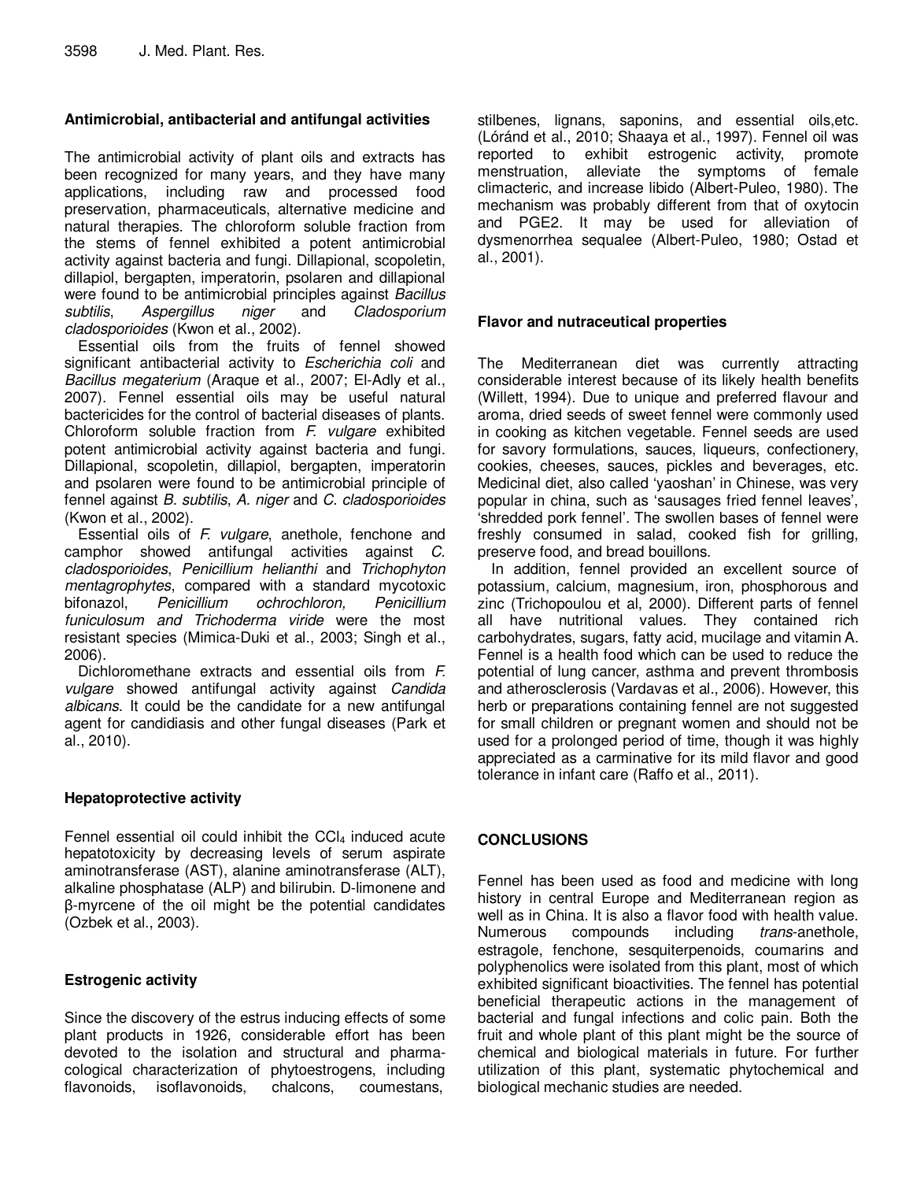## Antimicrobial, antibacterial and antifungal activities

The antimicrobial activity of plant oils and extracts has been recognized for many years, and they have many applications, including raw and processed food preservation, pharmaceuticals, alternative medicine and natural therapies. The chloroform soluble fraction from the stems of fennel exhibited a potent antimicrobial activity against bacteria and fungi. Dillapional, scopoletin, dillapiol, bergapten, imperatorin, psolaren and dillapional were found to be antimicrobial principles against *Bacillus subtilis*, *Aspergillus niger* and *Cladosporium cladosporioides* (Kwon et al., 2002).

Essential oils from the fruits of fennel showed significant antibacterial activity to *Escherichia coli* and *Bacillus megaterium* (Araque et al., 2007; El-Adly et al., 2007). Fennel essential oils may be useful natural bactericides for the control of bacterial diseases of plants. Chloroform soluble fraction from *F. vulgare* exhibited potent antimicrobial activity against bacteria and fungi. Dillapional, scopoletin, dillapiol, bergapten, imperatorin and psolaren were found to be antimicrobial principle of fennel against *B. subtilis*, *A. niger* and *C. cladosporioides* (Kwon et al., 2002).

Essential oils of *F. vulgare*, anethole, fenchone and camphor showed antifungal activities against *C. cladosporioides*, *Penicillium helianthi* and *Trichophyton mentagrophytes*, compared with a standard mycotoxic bifonazol, *Penicillium ochrochloron, Penicillium funiculosum and Trichoderma viride* were the most resistant species (Mimica-Duki et al., 2003; Singh et al., 2006).

Dichloromethane extracts and essential oils from *F. vulgare* showed antifungal activity against *Candida albicans*. It could be the candidate for a new antifungal agent for candidiasis and other fungal diseases (Park et al., 2010).

## Hepatoprotective activity

Fennel essential oil could inhibit the $CCl_4$ induced acute hepatotoxicity by decreasing levels of serum aspirate aminotransferase (AST), alanine aminotransferase (ALT), alkaline phosphatase (ALP) and bilirubin. D-limonene and β-myrcene of the oil might be the potential candidates (Ozbek et al., 2003).

## Estrogenic activity

Since the discovery of the estrus inducing effects of some plant products in 1926, considerable effort has been devoted to the isolation and structural and pharmacological characterization of phytoestrogens, including flavonoids, isoflavonoids, chalcons, coumestans, stilbenes, lignans, saponins, and essential oils,etc. (Lóránd et al., 2010; Shaaya et al., 1997). Fennel oil was reported to exhibit estrogenic activity, promote menstruation, alleviate the symptoms of female climacteric, and increase libido (Albert-Puleo, 1980). The mechanism was probably different from that of oxytocin and PGE2. It may be used for alleviation of dysmenorrhea sequalee (Albert-Puleo, 1980; Ostad et al., 2001).

## Flavor and nutraceutical properties

The Mediterranean diet was currently attracting considerable interest because of its likely health benefits (Willett, 1994). Due to unique and preferred flavour and aroma, dried seeds of sweet fennel were commonly used in cooking as kitchen vegetable. Fennel seeds are used for savory formulations, sauces, liqueurs, confectionery, cookies, cheeses, sauces, pickles and beverages, etc. Medicinal diet, also called 'yaoshan' in Chinese, was very popular in china, such as 'sausages fried fennel leaves', 'shredded pork fennel'. The swollen bases of fennel were freshly consumed in salad, cooked fish for grilling, preserve food, and bread bouillons.

In addition, fennel provided an excellent source of potassium, calcium, magnesium, iron, phosphorous and zinc (Trichopoulou et al, 2000). Different parts of fennel all have nutritional values. They contained rich carbohydrates, sugars, fatty acid, mucilage and vitamin A. Fennel is a health food which can be used to reduce the potential of lung cancer, asthma and prevent thrombosis and atherosclerosis (Vardavas et al., 2006). However, this herb or preparations containing fennel are not suggested for small children or pregnant women and should not be used for a prolonged period of time, though it was highly appreciated as a carminative for its mild flavor and good tolerance in infant care (Raffo et al., 2011).

## CONCLUSIONS

Fennel has been used as food and medicine with long history in central Europe and Mediterranean region as well as in China. It is also a flavor food with health value. Numerous compounds including *trans*-anethole, estragole, fenchone, sesquiterpenoids, coumarins and polyphenolics were isolated from this plant, most of which exhibited significant bioactivities. The fennel has potential beneficial therapeutic actions in the management of bacterial and fungal infections and colic pain. Both the fruit and whole plant of this plant might be the source of chemical and biological materials in future. For further utilization of this plant, systematic phytochemical and biological mechanic studies are needed.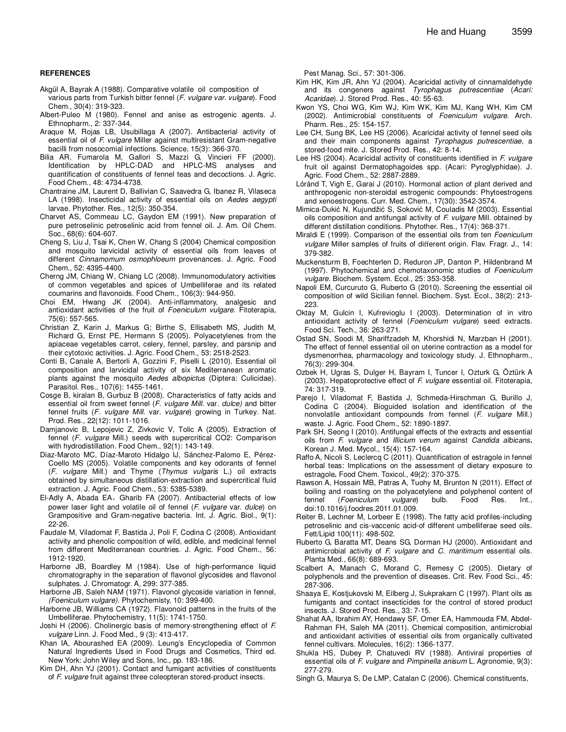## REFERENCES

Akgül A, Bayrak A (1988). Comparative volatile oil composition of various parts from Turkish bitter fennel (*F. vulgare var. vulgare*). Food Chem., 30(4): 319-323.

Albert-Puleo M (1980). Fennel and anise as estrogenic agents. J. Ethnopharm., 2: 337-344.

Araque M, Rojas LB, Usubillaga A (2007). Antibacterial activity of essential oil of *F. vulgare* Miller against multiresistant Gram-negative bacilli from nosocomial infections. Science, 15(3): 366-370.

Bilia AR, Fumarola M, Gallori S, Mazzi G, Vincieri FF (2000). Identification by HPLC-DAD and HPLC-MS analyses and quantification of constituents of fennel teas and decoctions. J. Agric. Food Chem., 48: 4734-4738.

Chantraine JM, Laurent D, Ballivian C, Saavedra G, Ibanez R, Vilaseca LA (1998). Insecticidal activity of essential oils on *Aedes aegypti* larvae. Phytother. Res., 12(5): 350-354.

Charvet AS, Commeau LC, Gaydon EM (1991). New preparation of pure petroselinic petroselinic acid from fennel oil. J. Am. Oil Chem. Soc., 68(6): 604-607.

Cheng S, Liu J, Tsai K, Chen W, Chang S (2004) Chemical composition and mosquito larvicidal activity of essential oils from leaves of different *Cinnamomum osmophloeum* provenances. J. Agric. Food Chem., 52: 4395-4400.

Cherng JM, Chiang W, Chiang LC (2008). Immunomodulatory activities of common vegetables and spices of Umbelliferae and its related coumarins and flavonoids. Food Chem., 106(3): 944-950.

Choi EM, Hwang JK (2004). Anti-inflammatory, analgesic and antioxidant activities of the fruit of *Foeniculum vulgare*. Fitoterapia, 75(6): 557-565.

Christian Z, Karin J, Markus G; Birthe S, Ellisabeth MS, Judith M, Richard G, Ernst PE, Hermann S (2005). Polyacetylenes from the apiaceae vegetables carrot, celery, fennel, parsley, and parsnip and their cytotoxic activities. J. Agric. Food Chem., 53: 2518-2523.

Conti B, Canale A, Bertorli A, Gozzini F, Piselli L (2010). Essential oil composition and larvicidal activity of six Mediterranean aromatic plants against the mosquito *Aedes albopictus* (Diptera: Culicidae). Parasitol. Res., 107(6): 1455-1461.

Cosge B, kiralan B, Gurbuz B (2008). Characteristics of fatty acids and essential oil from sweet fennel (*F. vulgare Mill.* var. *dulce)* and bitter fennel fruits (*F. vulgare Mill.* var. *vulgare*) growing in Turkey. Nat. Prod. Res., 22(12): 1011-1016.

Damjanovic B, Lepojevic Z, Zivkovic V, Tolic A (2005). Extraction of fennel (*F. vulgare* Mill.) seeds with supercritical CO2: Comparison with hydrodistillation. Food Chem., 92(1): 143-149.

Diaz-Maroto MC, Díaz-Maroto Hidalgo IJ, Sánchez-Palomo E, Pérez-Coello MS (2005). Volatile components and key odorants of fennel (*F. vulgare* Mill.) and Thyme (*Thymus vulgaris* L.) oil extracts obtained by simultaneous distillation-extraction and supercritical fluid extraction. J. Agric. Food Chem., 53: 5385-5389.

El-Adly A, Abada EA，Gharib FA (2007). Antibacterial effects of low power laser light and volatile oil of fennel (*F. vulgare* var. *dulce*) on Grampositive and Gram-negative bacteria. Int. J. Agric. Biol., 9(1): 22-26.

Faudale M, Viladomat F, Bastida J, Poli F, Codina C (2008). Antioxidant activity and phenolic composition of wild, edible, and medicinal fennel from different Mediterranean countries. J. Agric. Food Chem., 56: 1912-1920.

Harborne JB, Boardley M (1984). Use of high-performance liquid chromatography in the separation of flavonol glycosides and flavonol sulphates. J. Chromatogr. A, 299: 377-385.

Harborne JB, Saleh NAM (1971). Flavonol glycoside variation in fennel, *(Foeniculum vulgare).* Phytochemisty, 10: 399-400.

Harborne JB, Williams CA (1972). Flavonoid patterns in the fruits of the Umbelliferae. Phytochemistry, 11(5): 1741-1750.

Joshi H (2006). Cholinergic basis of memory-strengthening effect of *F. vulgare* Linn. J. Food Med., 9 (3): 413-417.

Khan IA, Abourashed EA (2009). Leung's Encyclopedia of Common Natural Ingredients Used in Food Drugs and Cosmetics, Third ed. New York: John Wiley and Sons, Inc., pp. 183-186.

Kim DH, Ahn YJ (2001). Contact and fumigant activities of constituents of *F. vulgare* fruit against three coleopteran stored-product insects. Pest Manag. Sci., 57: 301-306.

Kim HK, Kim JR, Ahn YJ (2004). Acaricidal activity of cinnamaldehyde and its congeners against *Tyrophagus putrescentiae* (*Acari: Acaridae*). J. Stored Prod. Res., 40: 55-63.

Kwon YS, Choi WG, Kim WJ, Kim WK, Kim MJ, Kang WH, Kim CM (2002). Antimicrobial constituents of *Foeniculum vulgare*. Arch. Pharm. Res., 25: 154-157.

Lee CH, Sung BK, Lee HS (2006). Acaricidal activity of fennel seed oils and their main components against *Tyrophagus putrescentiae*, a stored-food mite. J. Stored Prod. Res., 42: 8-14.

Lee HS (2004). Acaricidal activity of constituents identified in *F. vulgare* fruit oil against Dermatophagoides spp. (Acari: Pyroglyphidae). J. Agric. Food Chem., 52: 2887-2889.

Lóránd T, Vigh E, Garai J (2010). Hormonal action of plant derived and anthropogenic non-steroidal estrogenic compounds: Phytoestrogens and xenoestrogens. Curr. Med. Chem., 17(30): 3542-3574.

Mimica-Dukić N, Kujundžić S, Soković M, Couladis M (2003). Essential oils composition and antifungal activity of *F. vulgare* Mill. obtained by different distillation conditions. Phytother. Res., 17(4): 368-371.

Miraldi E (1999). Comparison of the essential oils from ten *Foeniculum vulgare* Miller samples of fruits of different origin. Flav. Fragr. J., 14: 379-382.

Muckensturm B, Foechterlen D, Reduron JP, Danton P, Hildenbrand M (1997). Phytochemical and chemotaxonomic studies of *Foeniculum vulgare*. Biochem. System. Ecol., 25: 353-358.

Napoli EM, Curcuruto G, Ruberto G (2010). Screening the essential oil composition of wild Sicilian fennel. Biochem. Syst. Ecol., 38(2): 213-223.

Oktay M, Gulcin I, Kufrevioglu I (2003). Determination of in vitro antioxidant activity of fennel (*Foeniculum vulgare*) seed extracts. Food Sci. Tech., 36: 263-271.

Ostad SN, Soodi M, Shariffzadeh M, Khorshidi N, Marzban H (2001). The effect of fennel essential oil on uterine contraction as a model for dysmenorrhea, pharmacology and toxicology study. J. Ethnopharm., 76(3): 299-304.

Ozbek H, Ugras S, Dulger H, Bayram I, Tuncer I, Ozturk G, Öztürk A (2003). Hepatoprotective effect of *F. vulgare* essential oil. Fitoterapia, 74: 317-319.

Parejo I, Viladomat F, Bastida J, Schmeda-Hirschman G, Burillo J, Codina C (2004). Bioguided isolation and identification of the nonvolatile antioxidant compounds from fennel (*F. vulgare* Mill.) waste. J. Agric. Food Chem., 52: 1890-1897.

Park SH, Seong I (2010). Antifungal effects of the extracts and essential oils from *F. vulgare* and *Illicium verum* against *Candida albicans***.** Korean J. Med. Mycol., 15(4): 157-164.

Raffo A, Nicoli S, Leclercq C (2011). Quantification of estragole in fennel herbal teas: Implications on the assessment of dietary exposure to estragole**.** Food Chem. Toxicol., 49(2): 370-375.

Rawson A, Hossain MB, Patras A, Tuohy M, Brunton N (2011). Effect of boiling and roasting on the polyacetylene and polyphenol content of fennel (*Foeniculum vulgare*) bulb. Food Res. Int., doi:10.1016/j.foodres.2011.01.009.

Reiter B, Lechner M, Lorbeer E (1998). The fatty acid profiles-including petroselinic and cis-vaccenic acid-of different umbelliferae seed oils. Fett/Lipid 100(11): 498-502.

Ruberto G, Baratta MT, Deans SG, Dorman HJ (2000). Antioxidant and antimicrobial activity of *F. vulgare* and *C. maritimum* essential oils. Planta Med., 66(8): 689-693.

Scalbert A, Manach C, Morand C, Remesy C (2005). Dietary of polyphenols and the prevention of diseases. Crit. Rev. Food Sci., 45: 287-306.

Shaaya E, Kostjukovski M, Eilberg J, Sukprakarn C (1997). Plant oils as fumigants and contact insecticides for the control of stored product insects. J. Stored Prod. Res., 33: 7-15.

Shahat AA, Ibrahim AY, Hendawy SF, Omer EA, Hammouda FM, Abdel-Rahman FH, Saleh MA (2011). Chemical composition, antimicrobial and antioxidant activities of essential oils from organically cultivated fennel cultivars. Molecules, 16(2): 1366-1377.

Shukla HS, Dubey P, Chatuvedi RV (1988). Antiviral properties of essential oils of *F. vulgare* and *Pimpinella anisum* L. Agronomie, 9(3): 277-279.

Singh G, Maurya S, De LMP, Catalan C (2006). Chemical constituents,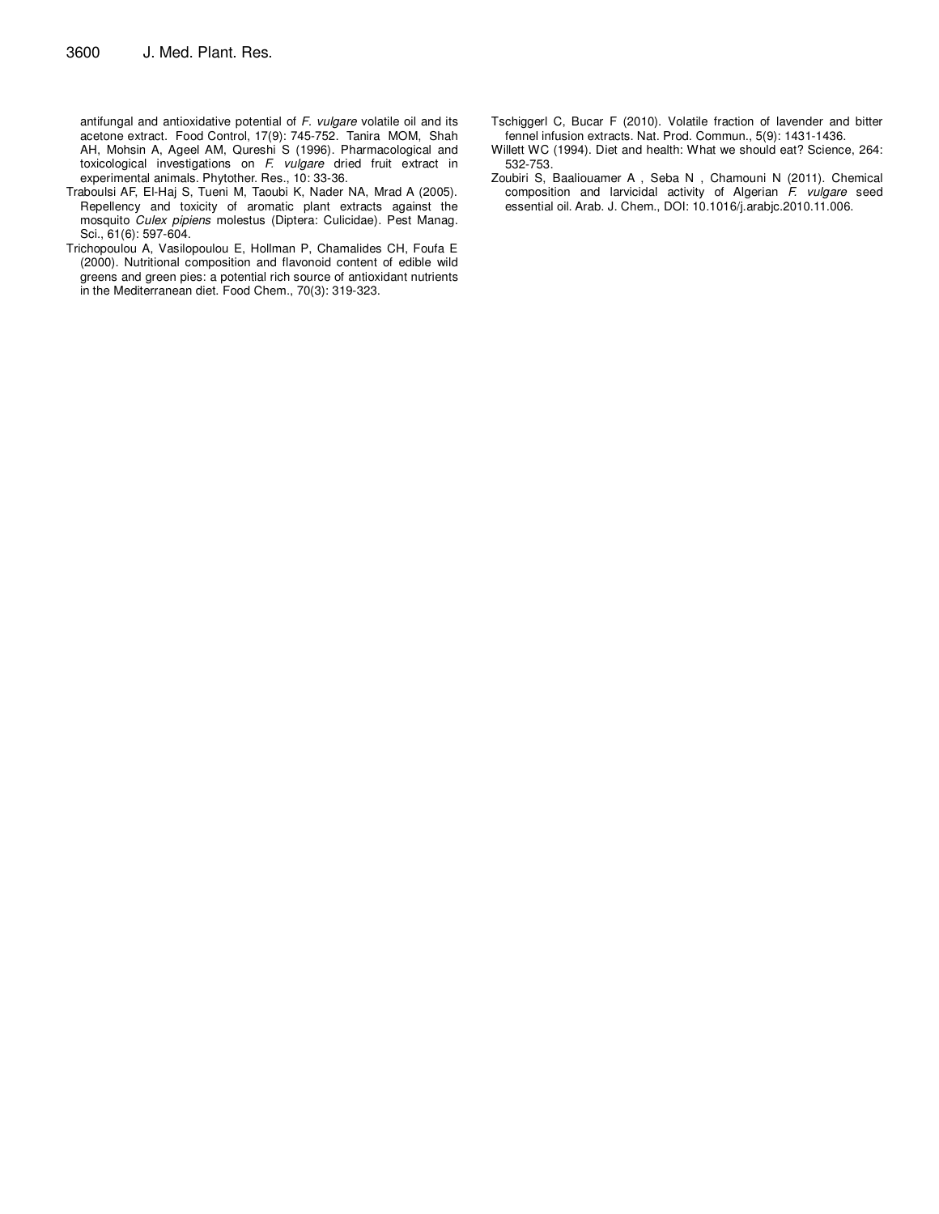antifungal and antioxidative potential of *F. vulgare* volatile oil and its acetone extract. Food Control, 17(9): 745-752. Tanira MOM, Shah AH, Mohsin A, Ageel AM, Qureshi S (1996). Pharmacological and toxicological investigations on *F. vulgare* dried fruit extract in experimental animals. Phytother. Res., 10: 33-36.

Traboulsi AF, El-Haj S, Tueni M, Taoubi K, Nader NA, Mrad A (2005). Repellency and toxicity of aromatic plant extracts against the mosquito *Culex pipiens* molestus (Diptera: Culicidae). Pest Manag. Sci., 61(6): 597-604.

Trichopoulou A, Vasilopoulou E, Hollman P, Chamalides CH, Foufa E (2000). Nutritional composition and flavonoid content of edible wild greens and green pies: a potential rich source of antioxidant nutrients in the Mediterranean diet. Food Chem., 70(3): 319-323.

Tschiggerl C, Bucar F (2010). Volatile fraction of lavender and bitter fennel infusion extracts. Nat. Prod. Commun., 5(9): 1431-1436.

Willett WC (1994). Diet and health: What we should eat? Science, 264: 532-753.

Zoubiri S, Baaliouamer A , Seba N , Chamouni N (2011). Chemical composition and larvicidal activity of Algerian *F. vulgare* seed essential oil. Arab. J. Chem., DOI: 10.1016/j.arabjc.2010.11.006.